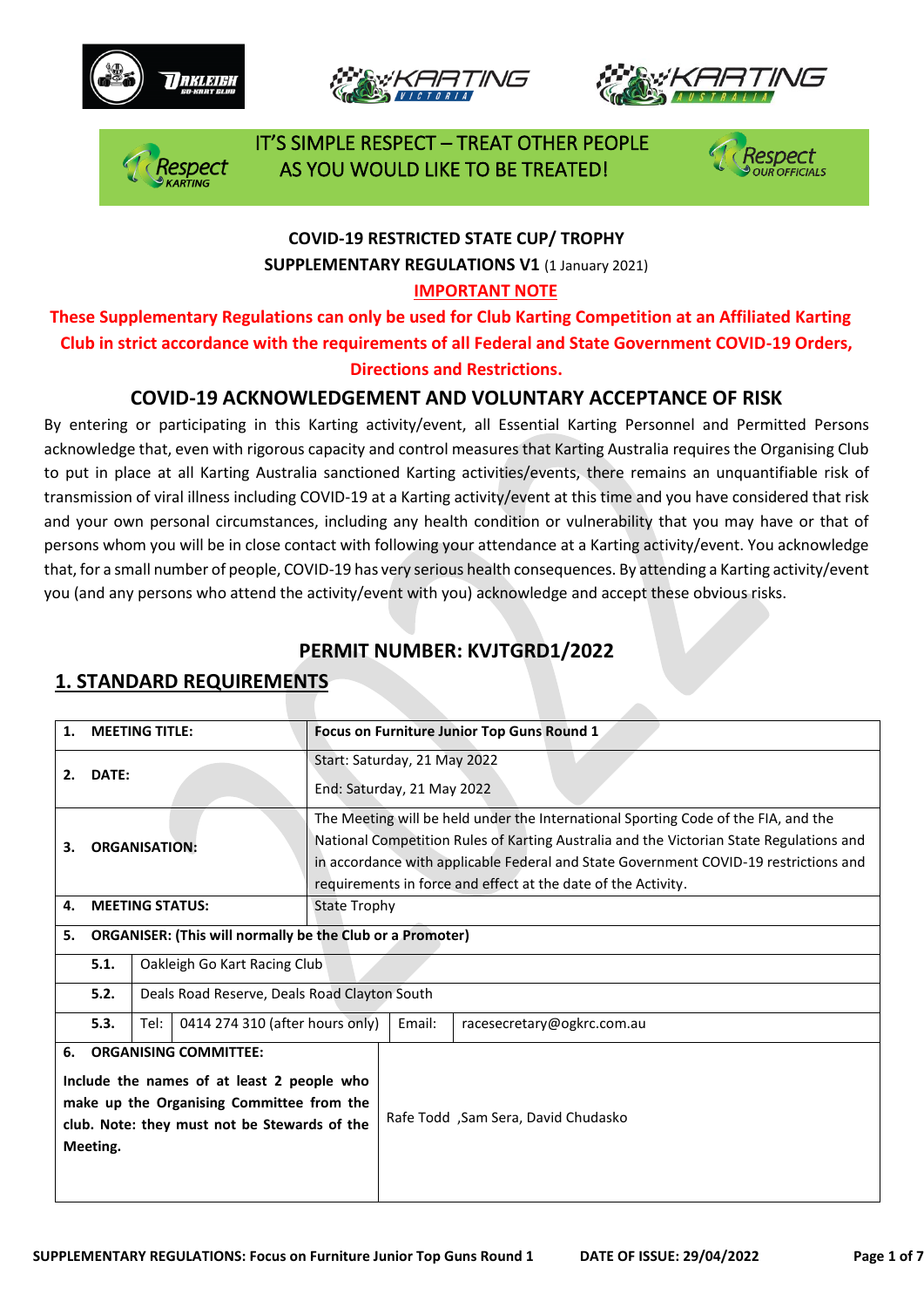IT'S SIMPLE RESPECT – TREAT OTHER PEOPLE AS YOU WOULD LIKE TO BE TREATED!

**COVID-19 RESTRICTED STATE CUP/ TROPHY**

**SUPPLEMENTARY REGULATIONS V1** (1 January 2021)

**IMPORTANT NOTE**

**These Supplementary Regulations can only be used for Club Karting Competition at an Affiliated Karting Club in strict accordance with the requirements of all Federal and State Government COVID-19 Orders, Directions and Restrictions.**

## COVID-19 ACKNOWLEDGEMENT AND VOLUNTARY ACCEPTANCE OF RISK

By entering or participating in this Karting activity/event, all Essential Karting Personnel and Permitted Persons acknowledge that, even with rigorous capacity and control measures that Karting Australia requires the Organising Club to put in place at all Karting Australia sanctioned Karting activities/events, there remains an unquantifiable risk of transmission of viral illness including COVID-19 at a Karting activity/event at this time and you have considered that risk and your own personal circumstances, including any health condition or vulnerability that you may have or that of persons whom you will be in close contact with following your attendance at a Karting activity/event. You acknowledge that, for a small number of people, COVID-19 has very serious health consequences. By attending a Karting activity/event you (and any persons who attend the activity/event with you) acknowledge and accept these obvious risks.

## PERMIT NUMBER: KVJTGRD1/2022

## 1. STANDARD REQUIREMENTS

| | | | | | |
|---|---|---|---|---|---|
| **1. MEETING TITLE:** | **Focus on Furniture Junior Top Guns Round 1** | | | | |
| **2. DATE:** | Start: Saturday, 21 May 2022<br>End: Saturday, 21 May 2022 | | | | |
| **3. ORGANISATION:** | The Meeting will be held under the International Sporting Code of the FIA, and the National Competition Rules of Karting Australia and the Victorian State Regulations and in accordance with applicable Federal and State Government COVID-19 restrictions and requirements in force and effect at the date of the Activity. | | | | |
| **4. MEETING STATUS:** | State Trophy | | | | |
| **5. ORGANISER: (This will normally be the Club or a Promoter)** | | | | | |
| **5.1.** | Oakleigh Go Kart Racing Club | | | | |
| **5.2.** | Deals Road Reserve, Deals Road Clayton South | | | | |
| **5.3.** | Tel: | 0414 274 310 (after hours only) | Email: | racesecretary@ogkrc.com.au | |
| **6. ORGANISING COMMITTEE:**<br>**Include the names of at least 2 people who make up the Organising Committee from the club. Note: they must not be Stewards of the Meeting.** | Rafe Todd ,Sam Sera, David Chudasko | | | | |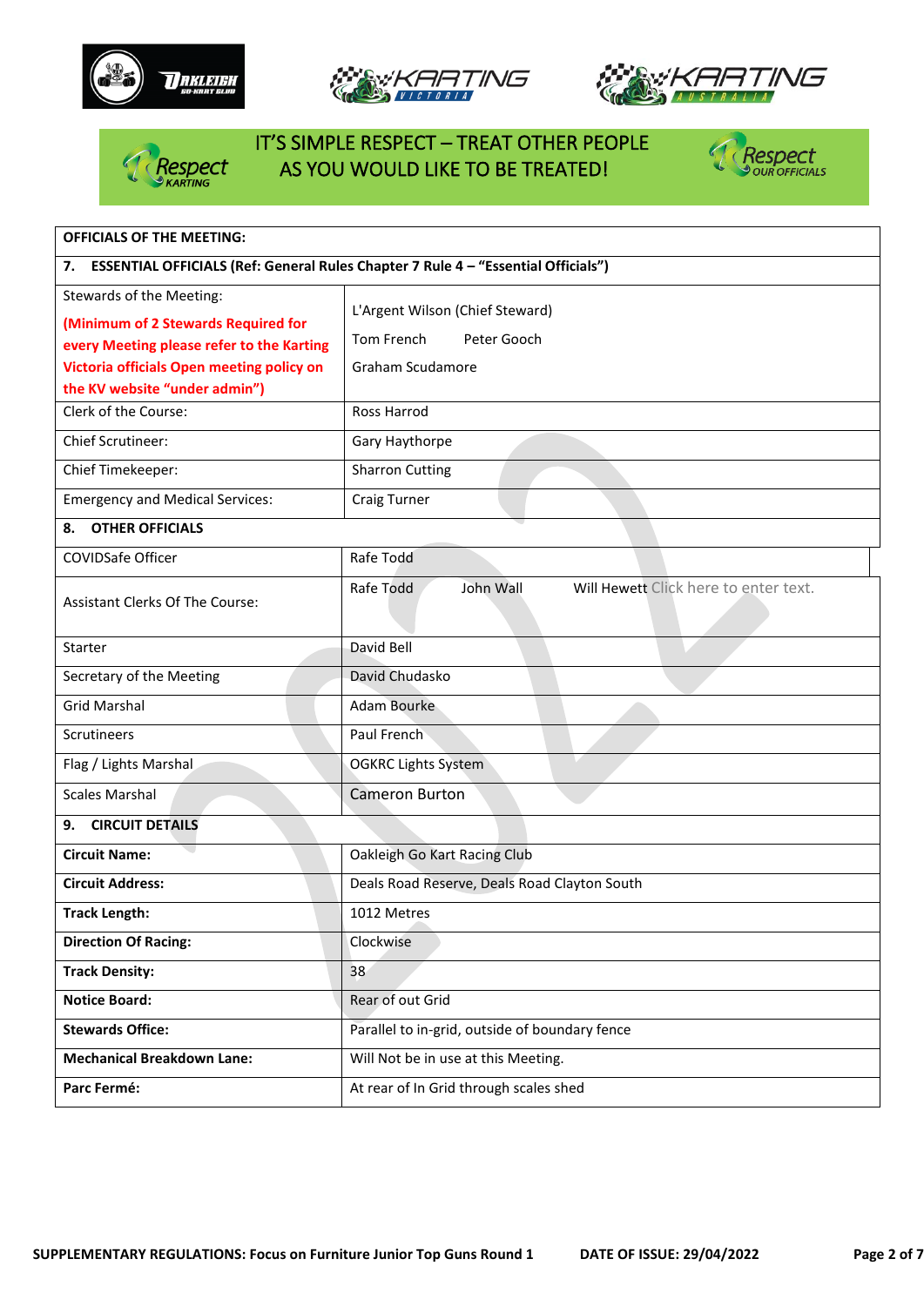IT'S SIMPLE RESPECT – TREAT OTHER PEOPLE AS YOU WOULD LIKE TO BE TREATED!

| OFFICIALS OF THE MEETING: | |
|---|---|
| **7. ESSENTIAL OFFICIALS (Ref: General Rules Chapter 7 Rule 4 – "Essential Officials")** | |
| Stewards of the Meeting: **(Minimum of 2 Stewards Required for every Meeting please refer to the Karting Victoria officials Open meeting policy on the KV website "under admin")** | L'Argent Wilson (Chief Steward) Tom French Peter Gooch Graham Scudamore |
| Clerk of the Course: | Ross Harrod |
| Chief Scrutineer: | Gary Haythorpe |
| Chief Timekeeper: | Sharron Cutting |
| Emergency and Medical Services: | Craig Turner |
| **8. OTHER OFFICIALS** | |
| COVIDSafe Officer | Rafe Todd |
| Assistant Clerks Of The Course: | Rafe Todd John Wall Will Hewett Click here to enter text. |
| Starter | David Bell |
| Secretary of the Meeting | David Chudasko |
| Grid Marshal | Adam Bourke |
| Scrutineers | Paul French |
| Flag / Lights Marshal | OGKRC Lights System |
| Scales Marshal | Cameron Burton |
| **9. CIRCUIT DETAILS** | |
| **Circuit Name:** | Oakleigh Go Kart Racing Club |
| **Circuit Address:** | Deals Road Reserve, Deals Road Clayton South |
| **Track Length:** | 1012 Metres |
| **Direction Of Racing:** | Clockwise |
| **Track Density:** | 38 |
| **Notice Board:** | Rear of out Grid |
| **Stewards Office:** | Parallel to in-grid, outside of boundary fence |
| **Mechanical Breakdown Lane:** | Will Not be in use at this Meeting. |
| **Parc Fermé:** | At rear of In Grid through scales shed |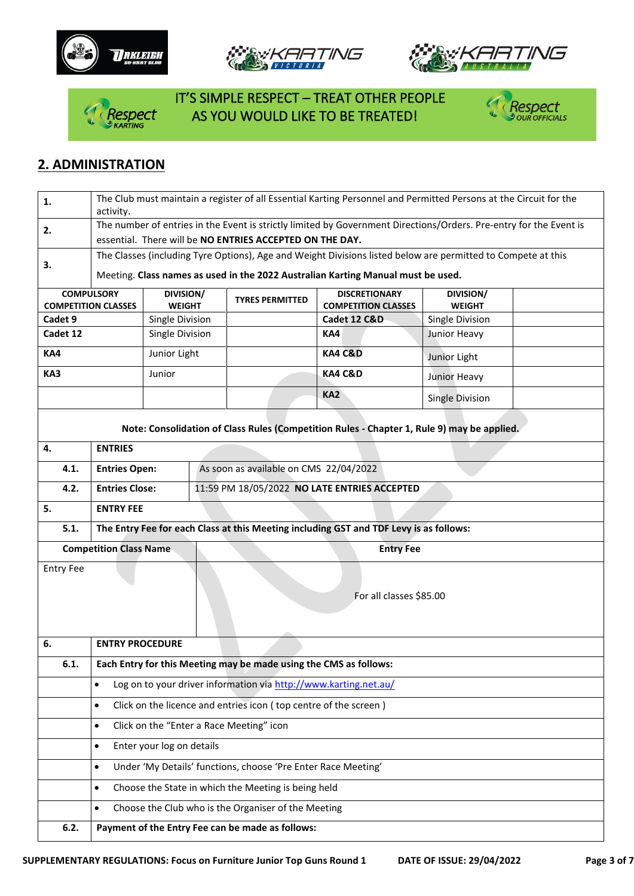IT'S SIMPLE RESPECT – TREAT OTHER PEOPLE AS YOU WOULD LIKE TO BE TREATED!

## 2. ADMINISTRATION

| | |
|---|---|
| **1.** | The Club must maintain a register of all Essential Karting Personnel and Permitted Persons at the Circuit for the activity. |
| **2.** | The number of entries in the Event is strictly limited by Government Directions/Orders. Pre-entry for the Event is essential. There will be **NO ENTRIES ACCEPTED ON THE DAY.** |
| **3.** | The Classes (including Tyre Options), Age and Weight Divisions listed below are permitted to Compete at this Meeting. **Class names as used in the 2022 Australian Karting Manual must be used.** |

| COMPULSORY COMPETITION CLASSES | DIVISION/ WEIGHT | TYRES PERMITTED | DISCRETIONARY COMPETITION CLASSES | DIVISION/ WEIGHT | |
|---|---|---|---|---|---|
| **Cadet 9** | Single Division | | **Cadet 12 C&D** | Single Division | |
| **Cadet 12** | Single Division | | **KA4** | Junior Heavy | |
| **KA4** | Junior Light | | **KA4 C&D** | Junior Light | |
| **KA3** | Junior | | **KA4 C&D** | Junior Heavy | |
| | | | **KA2** | Single Division | |

**Note: Consolidation of Class Rules (Competition Rules - Chapter 1, Rule 9) may be applied.**

| | | |
|---|---|---|
| **4.** | **ENTRIES** | |
| **4.1.** | **Entries Open:** | As soon as available on CMS 22/04/2022 |
| **4.2.** | **Entries Close:** | 11:59 PM 18/05/2022 **NO LATE ENTRIES ACCEPTED** |
| **5.** | **ENTRY FEE** | |
| **5.1.** | **The Entry Fee for each Class at this Meeting including GST and TDF Levy is as follows:** | |

| Competition Class Name | Entry Fee |
|---|---|
| Entry Fee | For all classes $85.00 |

| | |
|---|---|
| **6.** | **ENTRY PROCEDURE** |
| **6.1.** | **Each Entry for this Meeting may be made using the CMS as follows:** |
| | • Log on to your driver information via http://www.karting.net.au/ |
| | • Click on the licence and entries icon ( top centre of the screen ) |
| | • Click on the "Enter a Race Meeting" icon |
| | • Enter your log on details |
| | • Under 'My Details' functions, choose 'Pre Enter Race Meeting' |
| | • Choose the State in which the Meeting is being held |
| | • Choose the Club who is the Organiser of the Meeting |
| **6.2.** | **Payment of the Entry Fee can be made as follows:** |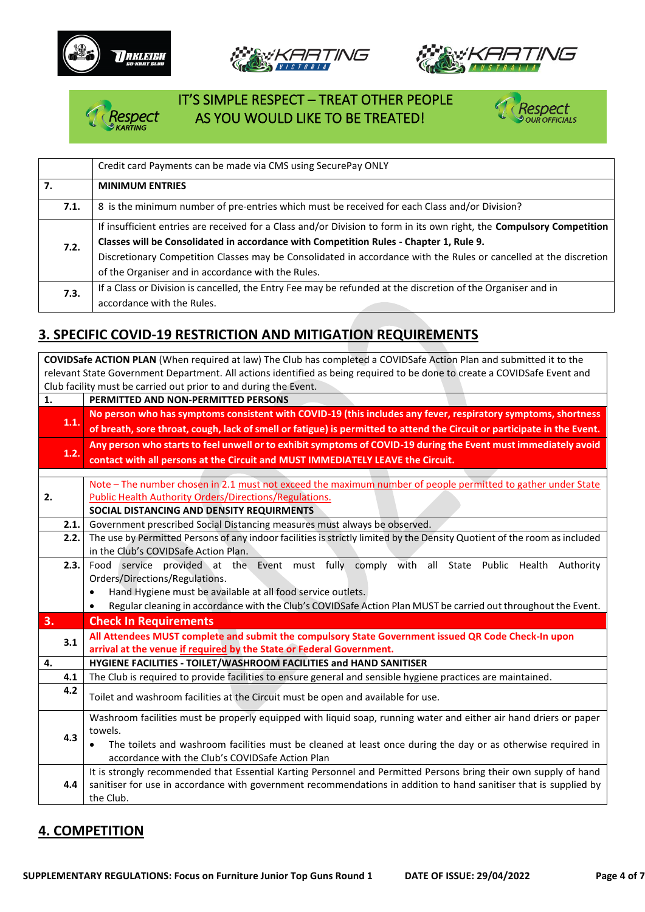IT'S SIMPLE RESPECT – TREAT OTHER PEOPLE AS YOU WOULD LIKE TO BE TREATED!

| | |
|---|---|
| | Credit card Payments can be made via CMS using SecurePay ONLY |
| **7.** | **MINIMUM ENTRIES** |
| **7.1.** | 8 is the minimum number of pre-entries which must be received for each Class and/or Division? |
| **7.2.** | If insufficient entries are received for a Class and/or Division to form in its own right, the **Compulsory Competition Classes will be Consolidated in accordance with Competition Rules - Chapter 1, Rule 9.** Discretionary Competition Classes may be Consolidated in accordance with the Rules or cancelled at the discretion of the Organiser and in accordance with the Rules. |
| **7.3.** | If a Class or Division is cancelled, the Entry Fee may be refunded at the discretion of the Organiser and in accordance with the Rules. |

## 3. SPECIFIC COVID-19 RESTRICTION AND MITIGATION REQUIREMENTS

**COVIDSafe ACTION PLAN** (When required at law) The Club has completed a COVIDSafe Action Plan and submitted it to the relevant State Government Department. All actions identified as being required to be done to create a COVIDSafe Event and Club facility must be carried out prior to and during the Event.

| | |
|---|---|
| **1.** | **PERMITTED AND NON-PERMITTED PERSONS** |
| **1.1.** | **No person who has symptoms consistent with COVID-19 (this includes any fever, respiratory symptoms, shortness of breath, sore throat, cough, lack of smell or fatigue) is permitted to attend the Circuit or participate in the Event.** |
| **1.2.** | **Any person who starts to feel unwell or to exhibit symptoms of COVID-19 during the Event must immediately avoid contact with all persons at the Circuit and MUST IMMEDIATELY LEAVE the Circuit.** |
| | |
| **2.** | Note – The number chosen in 2.1 must not exceed the maximum number of people permitted to gather under State Public Health Authority Orders/Directions/Regulations. **SOCIAL DISTANCING AND DENSITY REQUIRMENTS** |
| **2.1.** | Government prescribed Social Distancing measures must always be observed. |
| **2.2.** | The use by Permitted Persons of any indoor facilities is strictly limited by the Density Quotient of the room as included in the Club's COVIDSafe Action Plan. |
| **2.3.** | Food service provided at the Event must fully comply with all State Public Health Authority Orders/Directions/Regulations. <br>• Hand Hygiene must be available at all food service outlets. <br>• Regular cleaning in accordance with the Club's COVIDSafe Action Plan MUST be carried out throughout the Event. |
| **3.** | **Check In Requirements** |
| **3.1** | **All Attendees MUST complete and submit the compulsory State Government issued QR Code Check-In upon arrival at the venue if required by the State or Federal Government.** |
| **4.** | **HYGIENE FACILITIES - TOILET/WASHROOM FACILITIES and HAND SANITISER** |
| **4.1** | The Club is required to provide facilities to ensure general and sensible hygiene practices are maintained. |
| **4.2** | Toilet and washroom facilities at the Circuit must be open and available for use. |
| **4.3** | Washroom facilities must be properly equipped with liquid soap, running water and either air hand driers or paper towels. <br>• The toilets and washroom facilities must be cleaned at least once during the day or as otherwise required in accordance with the Club's COVIDSafe Action Plan |
| **4.4** | It is strongly recommended that Essential Karting Personnel and Permitted Persons bring their own supply of hand sanitiser for use in accordance with government recommendations in addition to hand sanitiser that is supplied by the Club. |

## 4. COMPETITION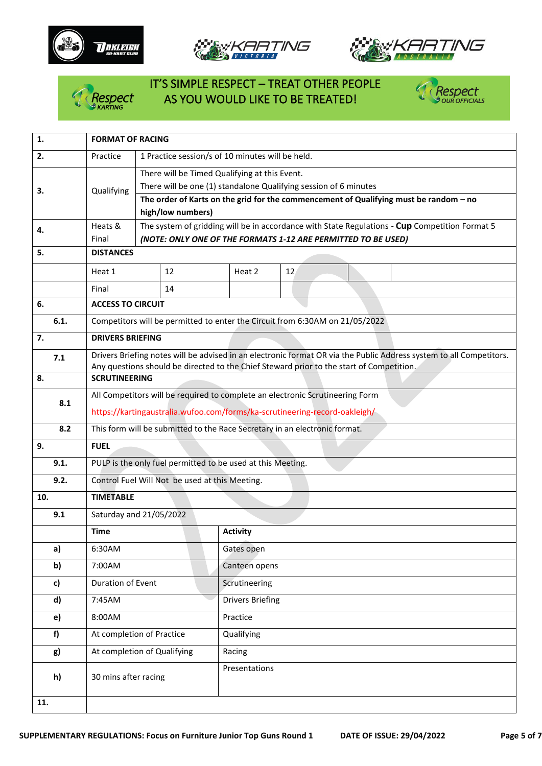IT'S SIMPLE RESPECT – TREAT OTHER PEOPLE AS YOU WOULD LIKE TO BE TREATED!

| | | | | | | |
|---|---|---|---|---|---|---|
| **1.** | **FORMAT OF RACING** | | | | | |
| **2.** | Practice | 1 Practice session/s of 10 minutes will be held. | | | | |
| **3.** | Qualifying | There will be Timed Qualifying at this Event. There will be one (1) standalone Qualifying session of 6 minutes **The order of Karts on the grid for the commencement of Qualifying must be random – no high/low numbers)** | | | | |
| **4.** | Heats & Final | The system of gridding will be in accordance with State Regulations - **Cup** Competition Format 5 ***(NOTE: ONLY ONE OF THE FORMATS 1-12 ARE PERMITTED TO BE USED)*** | | | | |
| **5.** | **DISTANCES** | | | | | |
| | Heat 1 | 12 | Heat 2 | 12 | | |
| | Final | 14 | | | | |
| **6.** | **ACCESS TO CIRCUIT** | | | | | |
| **6.1.** | Competitors will be permitted to enter the Circuit from 6:30AM on 21/05/2022 | | | | | |
| **7.** | **DRIVERS BRIEFING** | | | | | |
| **7.1** | Drivers Briefing notes will be advised in an electronic format OR via the Public Address system to all Competitors. Any questions should be directed to the Chief Steward prior to the start of Competition. | | | | | |
| **8.** | **SCRUTINEERING** | | | | | |
| **8.1** | All Competitors will be required to complete an electronic Scrutineering Form https://kartingaustralia.wufoo.com/forms/ka-scrutineering-record-oakleigh/ | | | | | |
| **8.2** | This form will be submitted to the Race Secretary in an electronic format. | | | | | |
| **9.** | **FUEL** | | | | | |
| **9.1.** | PULP is the only fuel permitted to be used at this Meeting. | | | | | |
| **9.2.** | Control Fuel Will Not be used at this Meeting. | | | | | |
| **10.** | **TIMETABLE** | | | | | |
| **9.1** | Saturday and 21/05/2022 | | | | | |
| | **Time** | **Activity** | | | | |
| **a)** | 6:30AM | Gates open | | | | |
| **b)** | 7:00AM | Canteen opens | | | | |
| **c)** | Duration of Event | Scrutineering | | | | |
| **d)** | 7:45AM | Drivers Briefing | | | | |
| **e)** | 8:00AM | Practice | | | | |
| **f)** | At completion of Practice | Qualifying | | | | |
| **g)** | At completion of Qualifying | Racing | | | | |
| **h)** | 30 mins after racing | Presentations | | | | |
| **11.** | | | | | | |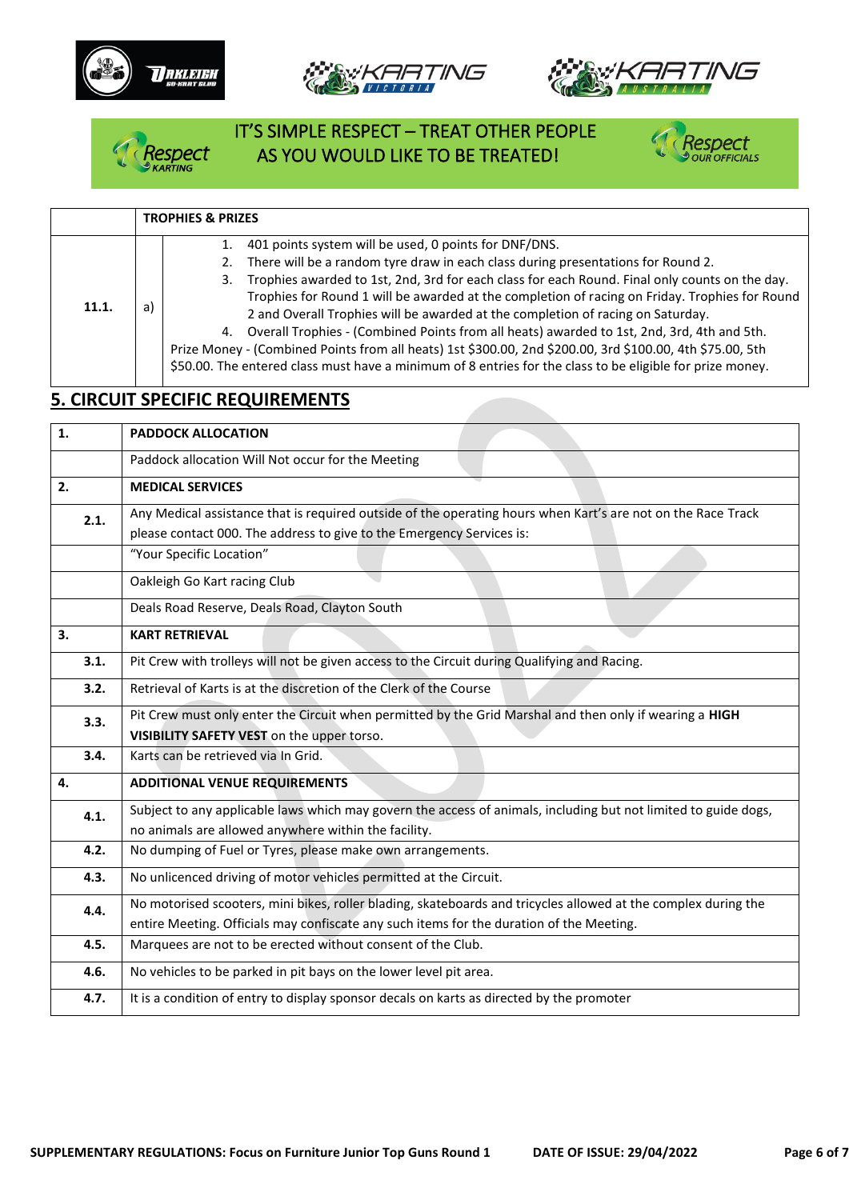IT'S SIMPLE RESPECT – TREAT OTHER PEOPLE AS YOU WOULD LIKE TO BE TREATED!

| | | TROPHIES & PRIZES |
|---|---|---|
| 11.1. | a) | 1. 401 points system will be used, 0 points for DNF/DNS.<br>2. There will be a random tyre draw in each class during presentations for Round 2.<br>3. Trophies awarded to 1st, 2nd, 3rd for each class for each Round. Final only counts on the day. Trophies for Round 1 will be awarded at the completion of racing on Friday. Trophies for Round 2 and Overall Trophies will be awarded at the completion of racing on Saturday.<br>4. Overall Trophies - (Combined Points from all heats) awarded to 1st, 2nd, 3rd, 4th and 5th.<br>Prize Money - (Combined Points from all heats) 1st $300.00, 2nd $200.00, 3rd $100.00, 4th $75.00, 5th $50.00. The entered class must have a minimum of 8 entries for the class to be eligible for prize money. |

## 5. CIRCUIT SPECIFIC REQUIREMENTS

| | |
|---|---|
| **1.** | **PADDOCK ALLOCATION** |
| | Paddock allocation Will Not occur for the Meeting |
| **2.** | **MEDICAL SERVICES** |
| **2.1.** | Any Medical assistance that is required outside of the operating hours when Kart's are not on the Race Track please contact 000. The address to give to the Emergency Services is: |
| | "Your Specific Location" |
| | Oakleigh Go Kart racing Club |
| | Deals Road Reserve, Deals Road, Clayton South |
| **3.** | **KART RETRIEVAL** |
| **3.1.** | Pit Crew with trolleys will not be given access to the Circuit during Qualifying and Racing. |
| **3.2.** | Retrieval of Karts is at the discretion of the Clerk of the Course |
| **3.3.** | Pit Crew must only enter the Circuit when permitted by the Grid Marshal and then only if wearing a **HIGH VISIBILITY SAFETY VEST** on the upper torso. |
| **3.4.** | Karts can be retrieved via In Grid. |
| **4.** | **ADDITIONAL VENUE REQUIREMENTS** |
| **4.1.** | Subject to any applicable laws which may govern the access of animals, including but not limited to guide dogs, no animals are allowed anywhere within the facility. |
| **4.2.** | No dumping of Fuel or Tyres, please make own arrangements. |
| **4.3.** | No unlicenced driving of motor vehicles permitted at the Circuit. |
| **4.4.** | No motorised scooters, mini bikes, roller blading, skateboards and tricycles allowed at the complex during the entire Meeting. Officials may confiscate any such items for the duration of the Meeting. |
| **4.5.** | Marquees are not to be erected without consent of the Club. |
| **4.6.** | No vehicles to be parked in pit bays on the lower level pit area. |
| **4.7.** | It is a condition of entry to display sponsor decals on karts as directed by the promoter |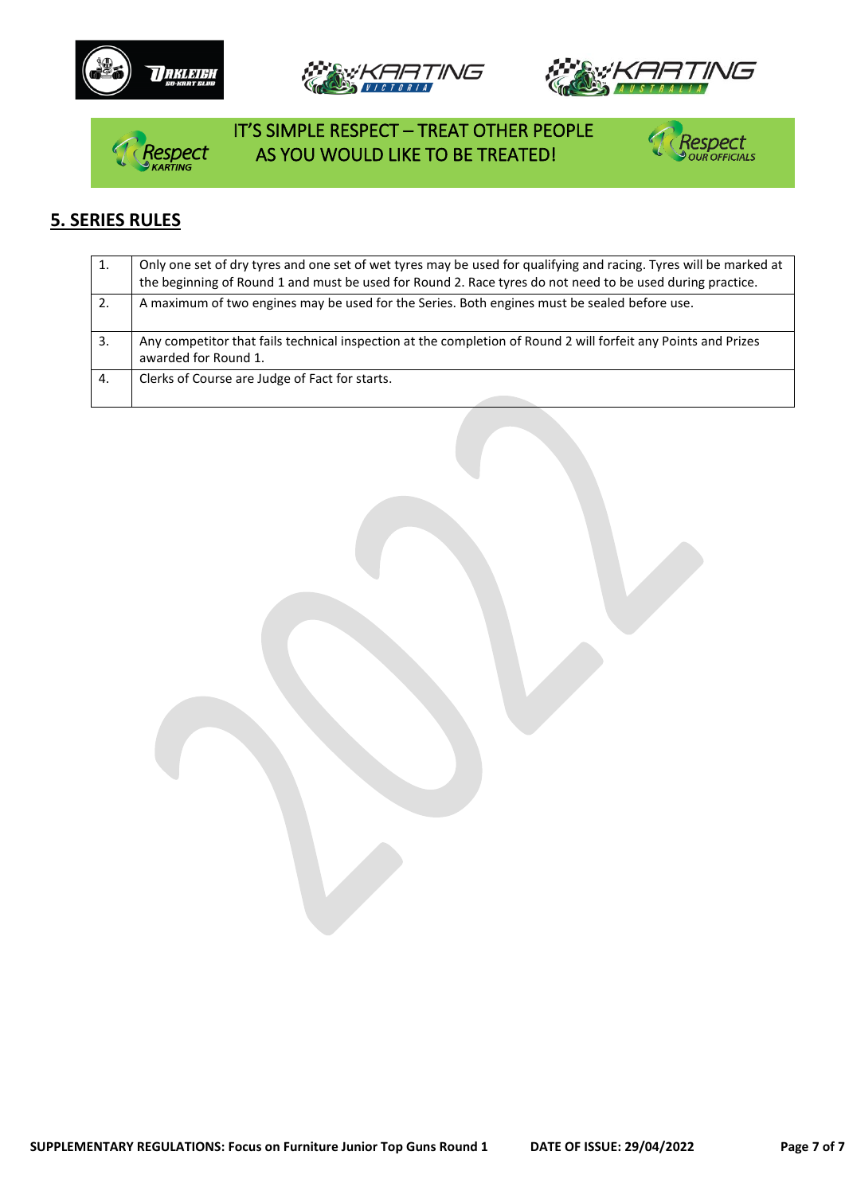IT'S SIMPLE RESPECT – TREAT OTHER PEOPLE AS YOU WOULD LIKE TO BE TREATED!

## 5. SERIES RULES

| | |
|---|---|
| 1. | Only one set of dry tyres and one set of wet tyres may be used for qualifying and racing. Tyres will be marked at the beginning of Round 1 and must be used for Round 2. Race tyres do not need to be used during practice. |
| 2. | A maximum of two engines may be used for the Series. Both engines must be sealed before use. |
| 3. | Any competitor that fails technical inspection at the completion of Round 2 will forfeit any Points and Prizes awarded for Round 1. |
| 4. | Clerks of Course are Judge of Fact for starts. |